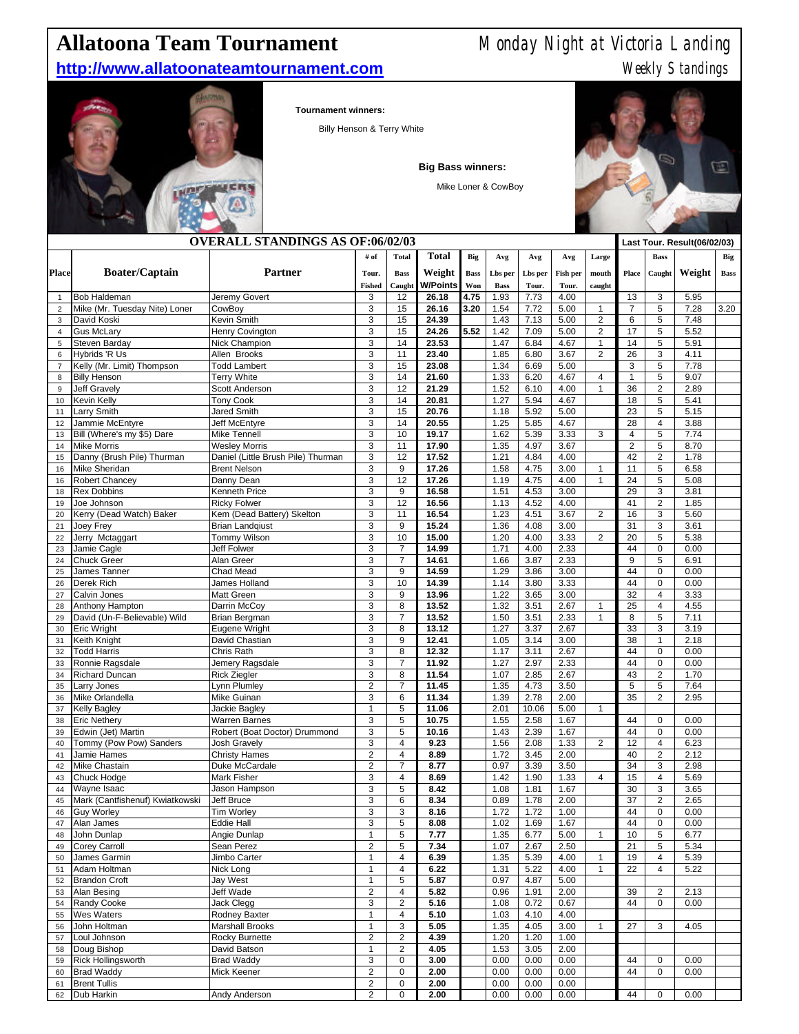# Allatoona Team Tournament

**http://www.allatoonateamtournament.com**

Monday Night at Victoria Landing

Weekly Standings

**Tournament winners:**

Billy Henson & Terry White

**Big Bass winners:**

Mike Loner & CowBoy

## OVERALL STANDINGS AS OF:06/02/03

| Place | Boater/Captain | Partner | # of Tour. Fished | Total Bass Caught | Total Weight W/Points | Big Bass Won | Avg Lbs per Bass | Avg Lbs per Tour. | Avg Fish per Tour. | Large mouth caught | Last Tour. Result(06/02/03) Place | Bass Caught | Weight | Big Bass |
|---|---|---|---|---|---|---|---|---|---|---|---|---|---|---|
| 1 | Bob Haldeman | Jeremy Govert | 3 | 12 | 26.18 | 4.75 | 1.93 | 7.73 | 4.00 | | 13 | 3 | 5.95 | |
| 2 | Mike (Mr. Tuesday Nite) Loner | CowBoy | 3 | 15 | 26.16 | 3.20 | 1.54 | 7.72 | 5.00 | 1 | 7 | 5 | 7.28 | 3.20 |
| 3 | David Koski | Kevin Smith | 3 | 15 | 24.39 | | 1.43 | 7.13 | 5.00 | 2 | 6 | 5 | 7.48 | |
| 4 | Gus McLary | Henry Covington | 3 | 15 | 24.26 | 5.52 | 1.42 | 7.09 | 5.00 | 2 | 17 | 5 | 5.52 | |
| 5 | Steven Barday | Nick Champion | 3 | 14 | 23.53 | | 1.47 | 6.84 | 4.67 | 1 | 14 | 5 | 5.91 | |
| 6 | Hybrids 'R Us | Allen Brooks | 3 | 11 | 23.40 | | 1.85 | 6.80 | 3.67 | 2 | 26 | 3 | 4.11 | |
| 7 | Kelly (Mr. Limit) Thompson | Todd Lambert | 3 | 15 | 23.08 | | 1.34 | 6.69 | 5.00 | | 3 | 5 | 7.78 | |
| 8 | Billy Henson | Terry White | 3 | 14 | 21.60 | | 1.33 | 6.20 | 4.67 | 4 | 1 | 5 | 9.07 | |
| 9 | Jeff Gravely | Scott Anderson | 3 | 12 | 21.29 | | 1.52 | 6.10 | 4.00 | 1 | 36 | 2 | 2.89 | |
| 10 | Kevin Kelly | Tony Cook | 3 | 14 | 20.81 | | 1.27 | 5.94 | 4.67 | | 18 | 5 | 5.41 | |
| 11 | Larry Smith | Jared Smith | 3 | 15 | 20.76 | | 1.18 | 5.92 | 5.00 | | 23 | 5 | 5.15 | |
| 12 | Jammie McEntyre | Jeff McEntyre | 3 | 14 | 20.55 | | 1.25 | 5.85 | 4.67 | | 28 | 4 | 3.88 | |
| 13 | Bill (Where's my $5) Dare | Mike Tennell | 3 | 10 | 19.17 | | 1.62 | 5.39 | 3.33 | 3 | 4 | 5 | 7.74 | |
| 14 | Mike Morris | Wesley Morris | 3 | 11 | 17.90 | | 1.35 | 4.97 | 3.67 | | 2 | 5 | 8.70 | |
| 15 | Danny (Brush Pile) Thurman | Daniel (Little Brush Pile) Thurman | 3 | 12 | 17.52 | | 1.21 | 4.84 | 4.00 | | 42 | 2 | 1.78 | |
| 16 | Mike Sheridan | Brent Nelson | 3 | 9 | 17.26 | | 1.58 | 4.75 | 3.00 | 1 | 11 | 5 | 6.58 | |
| 16 | Robert Chancey | Danny Dean | 3 | 12 | 17.26 | | 1.19 | 4.75 | 4.00 | 1 | 24 | 5 | 5.08 | |
| 18 | Rex Dobbins | Kenneth Price | 3 | 9 | 16.58 | | 1.51 | 4.53 | 3.00 | | 29 | 3 | 3.81 | |
| 19 | Joe Johnson | Ricky Folwer | 3 | 12 | 16.56 | | 1.13 | 4.52 | 4.00 | | 41 | 2 | 1.85 | |
| 20 | Kerry (Dead Watch) Baker | Kem (Dead Battery) Skelton | 3 | 11 | 16.54 | | 1.23 | 4.51 | 3.67 | 2 | 16 | 3 | 5.60 | |
| 21 | Joey Frey | Brian Landqiust | 3 | 9 | 15.24 | | 1.36 | 4.08 | 3.00 | | 31 | 3 | 3.61 | |
| 22 | Jerry Mctaggart | Tommy Wilson | 3 | 10 | 15.00 | | 1.20 | 4.00 | 3.33 | 2 | 20 | 5 | 5.38 | |
| 23 | Jamie Cagle | Jeff Folwer | 3 | 7 | 14.99 | | 1.71 | 4.00 | 2.33 | | 44 | 0 | 0.00 | |
| 24 | Chuck Greer | Alan Greer | 3 | 7 | 14.61 | | 1.66 | 3.87 | 2.33 | | 9 | 5 | 6.91 | |
| 25 | James Tanner | Chad Mead | 3 | 9 | 14.59 | | 1.29 | 3.86 | 3.00 | | 44 | 0 | 0.00 | |
| 26 | Derek Rich | James Holland | 3 | 10 | 14.39 | | 1.14 | 3.80 | 3.33 | | 44 | 0 | 0.00 | |
| 27 | Calvin Jones | Matt Green | 3 | 9 | 13.96 | | 1.22 | 3.65 | 3.00 | | 32 | 4 | 3.33 | |
| 28 | Anthony Hampton | Darrin McCoy | 3 | 8 | 13.52 | | 1.32 | 3.51 | 2.67 | 1 | 25 | 4 | 4.55 | |
| 29 | David (Un-F-Believable) Wild | Brian Bergman | 3 | 7 | 13.52 | | 1.50 | 3.51 | 2.33 | 1 | 8 | 5 | 7.11 | |
| 30 | Eric Wright | Eugene Wright | 3 | 8 | 13.12 | | 1.27 | 3.37 | 2.67 | | 33 | 3 | 3.19 | |
| 31 | Keith Knight | David Chastian | 3 | 9 | 12.41 | | 1.05 | 3.14 | 3.00 | | 38 | 1 | 2.18 | |
| 32 | Todd Harris | Chris Rath | 3 | 8 | 12.32 | | 1.17 | 3.11 | 2.67 | | 44 | 0 | 0.00 | |
| 33 | Ronnie Ragsdale | Jemery Ragsdale | 3 | 7 | 11.92 | | 1.27 | 2.97 | 2.33 | | 44 | 0 | 0.00 | |
| 34 | Richard Duncan | Rick Ziegler | 3 | 8 | 11.54 | | 1.07 | 2.85 | 2.67 | | 43 | 2 | 1.70 | |
| 35 | Larry Jones | Lynn Plumley | 2 | 7 | 11.45 | | 1.35 | 4.73 | 3.50 | | 5 | 5 | 7.64 | |
| 36 | Mike Orlandella | Mike Guinan | 3 | 6 | 11.34 | | 1.39 | 2.78 | 2.00 | | 35 | 2 | 2.95 | |
| 37 | Kelly Bagley | Jackie Bagley | 1 | 5 | 11.06 | | 2.01 | 10.06 | 5.00 | 1 | | | | |
| 38 | Eric Nethery | Warren Barnes | 3 | 5 | 10.75 | | 1.55 | 2.58 | 1.67 | | 44 | 0 | 0.00 | |
| 39 | Edwin (Jet) Martin | Robert (Boat Doctor) Drummond | 3 | 5 | 10.16 | | 1.43 | 2.39 | 1.67 | | 44 | 0 | 0.00 | |
| 40 | Tommy (Pow Pow) Sanders | Josh Gravely | 3 | 4 | 9.23 | | 1.56 | 2.08 | 1.33 | 2 | 12 | 4 | 6.23 | |
| 41 | Jamie Hames | Christy Hames | 2 | 4 | 8.89 | | 1.72 | 3.45 | 2.00 | | 40 | 2 | 2.12 | |
| 42 | Mike Chastain | Duke McCardale | 2 | 7 | 8.77 | | 0.97 | 3.39 | 3.50 | | 34 | 3 | 2.98 | |
| 43 | Chuck Hodge | Mark Fisher | 3 | 4 | 8.69 | | 1.42 | 1.90 | 1.33 | 4 | 15 | 4 | 5.69 | |
| 44 | Wayne Isaac | Jason Hampson | 3 | 5 | 8.42 | | 1.08 | 1.81 | 1.67 | | 30 | 3 | 3.65 | |
| 45 | Mark (Cantfishenuf) Kwiatkowski | Jeff Bruce | 3 | 6 | 8.34 | | 0.89 | 1.78 | 2.00 | | 37 | 2 | 2.65 | |
| 46 | Guy Worley | Tim Worley | 3 | 3 | 8.16 | | 1.72 | 1.72 | 1.00 | | 44 | 0 | 0.00 | |
| 47 | Alan James | Eddie Hall | 3 | 5 | 8.08 | | 1.02 | 1.69 | 1.67 | | 44 | 0 | 0.00 | |
| 48 | John Dunlap | Angie Dunlap | 1 | 5 | 7.77 | | 1.35 | 6.77 | 5.00 | 1 | 10 | 5 | 6.77 | |
| 49 | Corey Carroll | Sean Perez | 2 | 5 | 7.34 | | 1.07 | 2.67 | 2.50 | | 21 | 5 | 5.34 | |
| 50 | James Garmin | Jimbo Carter | 1 | 4 | 6.39 | | 1.35 | 5.39 | 4.00 | 1 | 19 | 4 | 5.39 | |
| 51 | Adam Holtman | Nick Long | 1 | 4 | 6.22 | | 1.31 | 5.22 | 4.00 | 1 | 22 | 4 | 5.22 | |
| 52 | Brandon Croft | Jay West | 1 | 5 | 5.87 | | 0.97 | 4.87 | 5.00 | | | | | |
| 53 | Alan Besing | Jeff Wade | 2 | 4 | 5.82 | | 0.96 | 1.91 | 2.00 | | 39 | 2 | 2.13 | |
| 54 | Randy Cooke | Jack Clegg | 3 | 2 | 5.16 | | 1.08 | 0.72 | 0.67 | | 44 | 0 | 0.00 | |
| 55 | Wes Waters | Rodney Baxter | 1 | 4 | 5.10 | | 1.03 | 4.10 | 4.00 | | | | | |
| 56 | John Holtman | Marshall Brooks | 1 | 3 | 5.05 | | 1.35 | 4.05 | 3.00 | 1 | 27 | 3 | 4.05 | |
| 57 | Loul Johnson | Rocky Burnette | 2 | 2 | 4.39 | | 1.20 | 1.20 | 1.00 | | | | | |
| 58 | Doug Bishop | David Batson | 1 | 2 | 4.05 | | 1.53 | 3.05 | 2.00 | | | | | |
| 59 | Rick Hollingsworth | Brad Waddy | 3 | 0 | 3.00 | | 0.00 | 0.00 | 0.00 | | 44 | 0 | 0.00 | |
| 60 | Brad Waddy | Mick Keener | 2 | 0 | 2.00 | | 0.00 | 0.00 | 0.00 | | 44 | 0 | 0.00 | |
| 61 | Brent Tullis | | 2 | 0 | 2.00 | | 0.00 | 0.00 | 0.00 | | | | | |
| 62 | Dub Harkin | Andy Anderson | 2 | 0 | 2.00 | | 0.00 | 0.00 | 0.00 | | 44 | 0 | 0.00 | |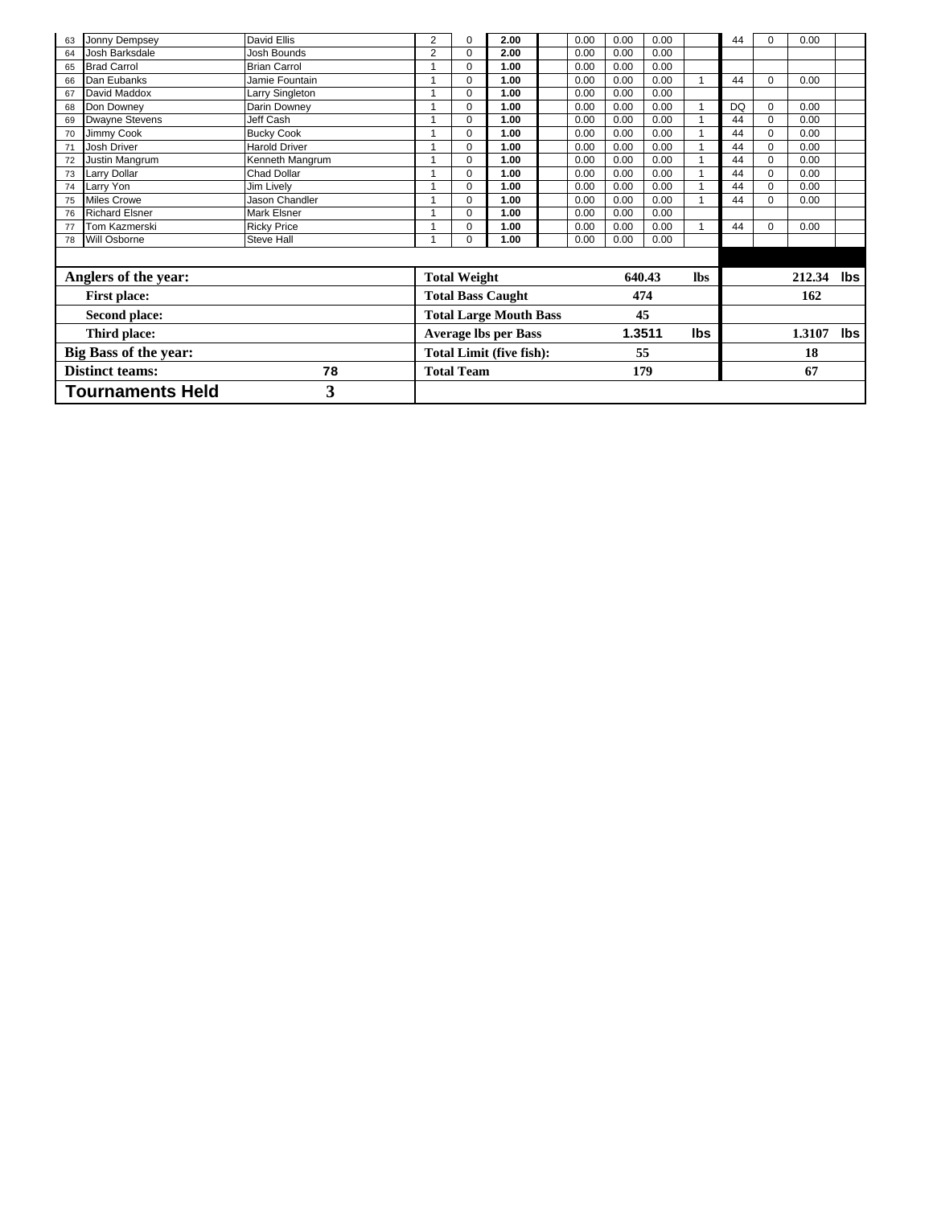| | | | | | | | | | | | | | | | |
|---|---|---|---|---|---|---|---|---|---|---|---|---|---|---|---|
| 63 | Jonny Dempsey | David Ellis | 2 | 0 | 2.00 | | 0.00 | 0.00 | 0.00 | | 44 | 0 | 0.00 | |
| 64 | Josh Barksdale | Josh Bounds | 2 | 0 | 2.00 | | 0.00 | 0.00 | 0.00 | | | | | |
| 65 | Brad Carrol | Brian Carrol | 1 | 0 | 1.00 | | 0.00 | 0.00 | 0.00 | | | | | |
| 66 | Dan Eubanks | Jamie Fountain | 1 | 0 | 1.00 | | 0.00 | 0.00 | 0.00 | 1 | 44 | 0 | 0.00 | |
| 67 | David Maddox | Larry Singleton | 1 | 0 | 1.00 | | 0.00 | 0.00 | 0.00 | | | | | |
| 68 | Don Downey | Darin Downey | 1 | 0 | 1.00 | | 0.00 | 0.00 | 0.00 | 1 | DQ | 0 | 0.00 | |
| 69 | Dwayne Stevens | Jeff Cash | 1 | 0 | 1.00 | | 0.00 | 0.00 | 0.00 | 1 | 44 | 0 | 0.00 | |
| 70 | Jimmy Cook | Bucky Cook | 1 | 0 | 1.00 | | 0.00 | 0.00 | 0.00 | 1 | 44 | 0 | 0.00 | |
| 71 | Josh Driver | Harold Driver | 1 | 0 | 1.00 | | 0.00 | 0.00 | 0.00 | 1 | 44 | 0 | 0.00 | |
| 72 | Justin Mangrum | Kenneth Mangrum | 1 | 0 | 1.00 | | 0.00 | 0.00 | 0.00 | 1 | 44 | 0 | 0.00 | |
| 73 | Larry Dollar | Chad Dollar | 1 | 0 | 1.00 | | 0.00 | 0.00 | 0.00 | 1 | 44 | 0 | 0.00 | |
| 74 | Larry Yon | Jim Lively | 1 | 0 | 1.00 | | 0.00 | 0.00 | 0.00 | 1 | 44 | 0 | 0.00 | |
| 75 | Miles Crowe | Jason Chandler | 1 | 0 | 1.00 | | 0.00 | 0.00 | 0.00 | 1 | 44 | 0 | 0.00 | |
| 76 | Richard Elsner | Mark Elsner | 1 | 0 | 1.00 | | 0.00 | 0.00 | 0.00 | | | | | |
| 77 | Tom Kazmerski | Ricky Price | 1 | 0 | 1.00 | | 0.00 | 0.00 | 0.00 | 1 | 44 | 0 | 0.00 | |
| 78 | Will Osborne | Steve Hall | 1 | 0 | 1.00 | | 0.00 | 0.00 | 0.00 | | | | | |

| | | | | | | |
|---|---|---|---|---|---|---|
| **Anglers of the year:** | | **Total Weight** | **640.43** | **lbs** | **212.34** | **lbs** |
| **First place:** | | **Total Bass Caught** | **474** | | **162** | |
| **Second place:** | | **Total Large Mouth Bass** | **45** | | | |
| **Third place:** | | **Average lbs per Bass** | **1.3511** | **lbs** | **1.3107** | **lbs** |
| **Big Bass of the year:** | | **Total Limit (five fish):** | **55** | | **18** | |
| **Distinct teams:** | **78** | **Total Team** | **179** | | **67** | |
| **Tournaments Held** | **3** | | | | | |